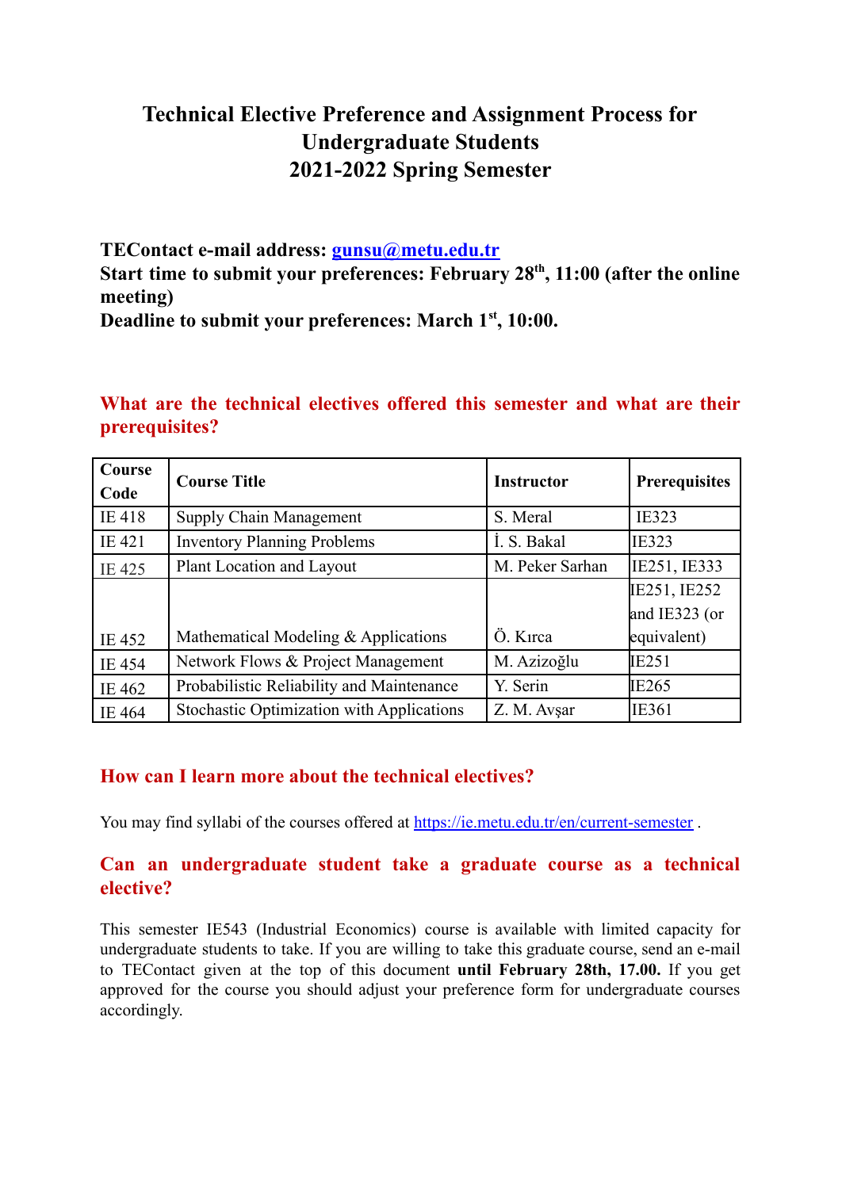# Technical Elective Preference and Assignment Process for Undergraduate Students
# 2021-2022 Spring Semester

**TEContact e-mail address: [gunsu@metu.edu.tr](mailto:gunsu@metu.edu.tr)**
**Start time to submit your preferences: February 28th, 11:00 (after the online meeting)**
**Deadline to submit your preferences: March 1st, 10:00.**

## What are the technical electives offered this semester and what are their prerequisites?

| Course Code | Course Title | Instructor | Prerequisites |
|---|---|---|---|
| IE 418 | Supply Chain Management | S. Meral | IE323 |
| IE 421 | Inventory Planning Problems | İ. S. Bakal | IE323 |
| IE 425 | Plant Location and Layout | M. Peker Sarhan | IE251, IE333 |
| IE 452 | Mathematical Modeling & Applications | Ö. Kırca | IE251, IE252 and IE323 (or equivalent) |
| IE 454 | Network Flows & Project Management | M. Azizoğlu | IE251 |
| IE 462 | Probabilistic Reliability and Maintenance | Y. Serin | IE265 |
| IE 464 | Stochastic Optimization with Applications | Z. M. Avşar | IE361 |

## How can I learn more about the technical electives?

You may find syllabi of the courses offered at [https://ie.metu.edu.tr/en/current-semester](https://ie.metu.edu.tr/en/current-semester) .

## Can an undergraduate student take a graduate course as a technical elective?

This semester IE543 (Industrial Economics) course is available with limited capacity for undergraduate students to take. If you are willing to take this graduate course, send an e-mail to TEContact given at the top of this document **until February 28th, 17.00.** If you get approved for the course you should adjust your preference form for undergraduate courses accordingly.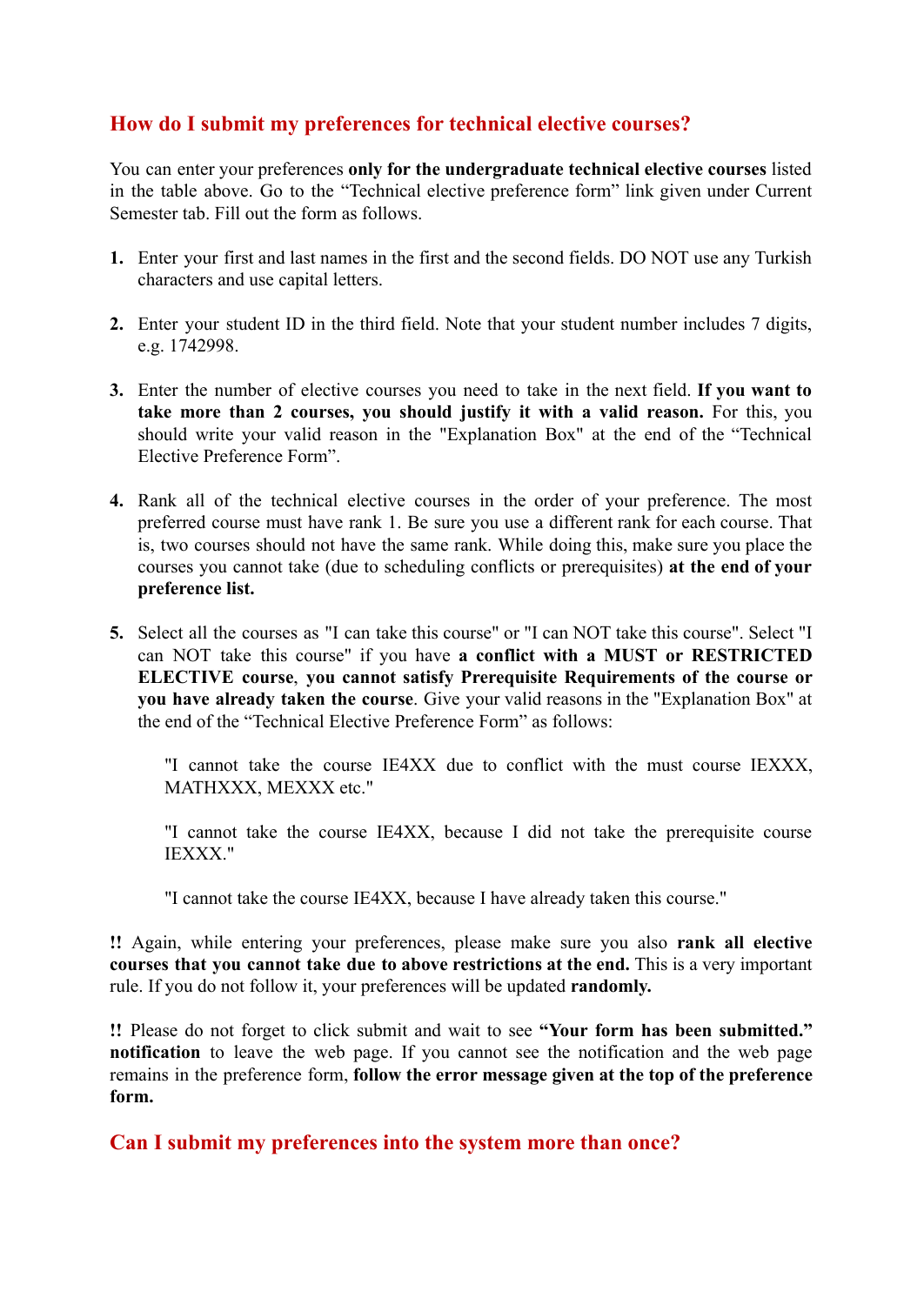## How do I submit my preferences for technical elective courses?

You can enter your preferences **only for the undergraduate technical elective courses** listed in the table above. Go to the “Technical elective preference form” link given under Current Semester tab. Fill out the form as follows.

1. Enter your first and last names in the first and the second fields. DO NOT use any Turkish characters and use capital letters.

2. Enter your student ID in the third field. Note that your student number includes 7 digits, e.g. 1742998.

3. Enter the number of elective courses you need to take in the next field. **If you want to take more than 2 courses, you should justify it with a valid reason.** For this, you should write your valid reason in the "Explanation Box" at the end of the “Technical Elective Preference Form”.

4. Rank all of the technical elective courses in the order of your preference. The most preferred course must have rank 1. Be sure you use a different rank for each course. That is, two courses should not have the same rank. While doing this, make sure you place the courses you cannot take (due to scheduling conflicts or prerequisites) **at the end of your preference list.**

5. Select all the courses as "I can take this course" or "I can NOT take this course". Select "I can NOT take this course" if you have **a conflict with a MUST or RESTRICTED ELECTIVE course**, **you cannot satisfy Prerequisite Requirements of the course or you have already taken the course**. Give your valid reasons in the "Explanation Box" at the end of the “Technical Elective Preference Form” as follows:

   "I cannot take the course IE4XX due to conflict with the must course IEXXX, MATHXXX, MEXXX etc."

   "I cannot take the course IE4XX, because I did not take the prerequisite course IEXXX."

   "I cannot take the course IE4XX, because I have already taken this course."

**!!** Again, while entering your preferences, please make sure you also **rank all elective courses that you cannot take due to above restrictions at the end.** This is a very important rule. If you do not follow it, your preferences will be updated **randomly.**

**!!** Please do not forget to click submit and wait to see **“Your form has been submitted.” notification** to leave the web page. If you cannot see the notification and the web page remains in the preference form, **follow the error message given at the top of the preference form.**

## Can I submit my preferences into the system more than once?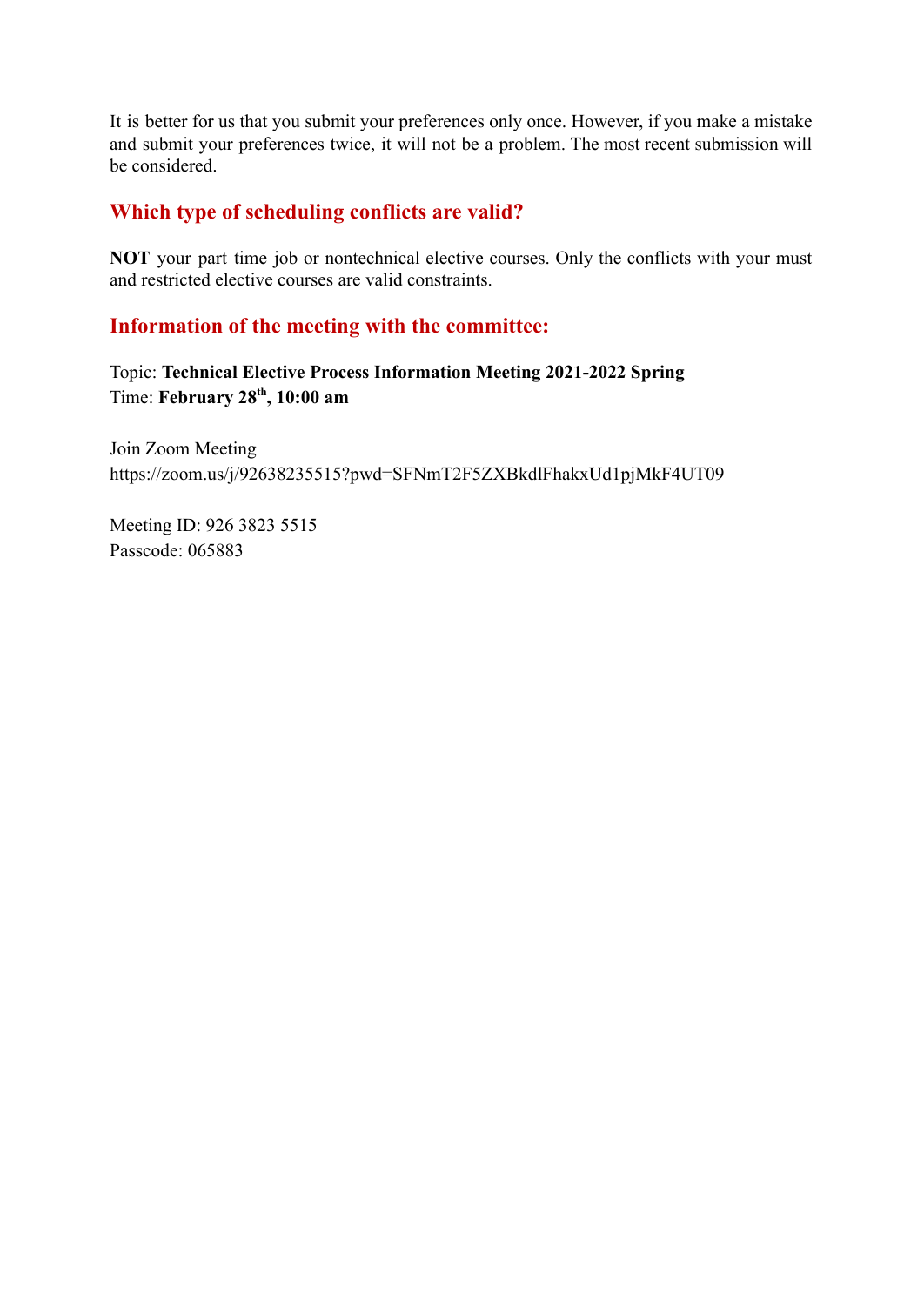It is better for us that you submit your preferences only once. However, if you make a mistake and submit your preferences twice, it will not be a problem. The most recent submission will be considered.

## Which type of scheduling conflicts are valid?

**NOT** your part time job or nontechnical elective courses. Only the conflicts with your must and restricted elective courses are valid constraints.

## Information of the meeting with the committee:

Topic: **Technical Elective Process Information Meeting 2021-2022 Spring**
Time: **February 28th, 10:00 am**

Join Zoom Meeting
https://zoom.us/j/92638235515?pwd=SFNmT2F5ZXBkdlFhakxUd1pjMkF4UT09

Meeting ID: 926 3823 5515
Passcode: 065883